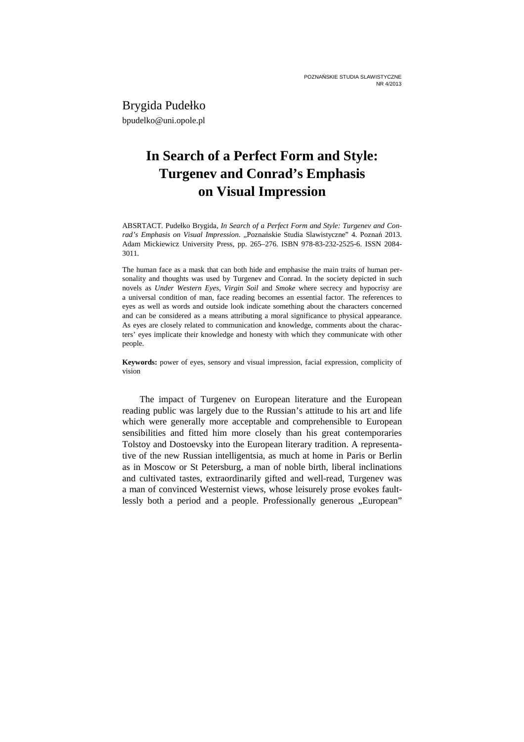Brygida Pudełko

bpudelko@uni.opole.pl

# In Search of a Perfect Form and Style: Turgenev and Conrad's Emphasis on Visual Impression

ABSRTACT. Pudełko Brygida, *In Search of a Perfect Form and Style: Turgenev and Conrad's Emphasis on Visual Impression*. „Poznańskie Studia Slawistyczne" 4. Poznań 2013. Adam Mickiewicz University Press, pp. 265–276. ISBN 978-83-232-2525-6. ISSN 2084-3011.

The human face as a mask that can both hide and emphasise the main traits of human personality and thoughts was used by Turgenev and Conrad. In the society depicted in such novels as *Under Western Eyes*, *Virgin Soil* and *Smoke* where secrecy and hypocrisy are a universal condition of man, face reading becomes an essential factor. The references to eyes as well as words and outside look indicate something about the characters concerned and can be considered as a means attributing a moral significance to physical appearance. As eyes are closely related to communication and knowledge, comments about the characters' eyes implicate their knowledge and honesty with which they communicate with other people.

**Keywords:** power of eyes, sensory and visual impression, facial expression, complicity of vision

The impact of Turgenev on European literature and the European reading public was largely due to the Russian's attitude to his art and life which were generally more acceptable and comprehensible to European sensibilities and fitted him more closely than his great contemporaries Tolstoy and Dostoevsky into the European literary tradition. A representative of the new Russian intelligentsia, as much at home in Paris or Berlin as in Moscow or St Petersburg, a man of noble birth, liberal inclinations and cultivated tastes, extraordinarily gifted and well-read, Turgenev was a man of convinced Westernist views, whose leisurely prose evokes faultlessly both a period and a people. Professionally generous „European"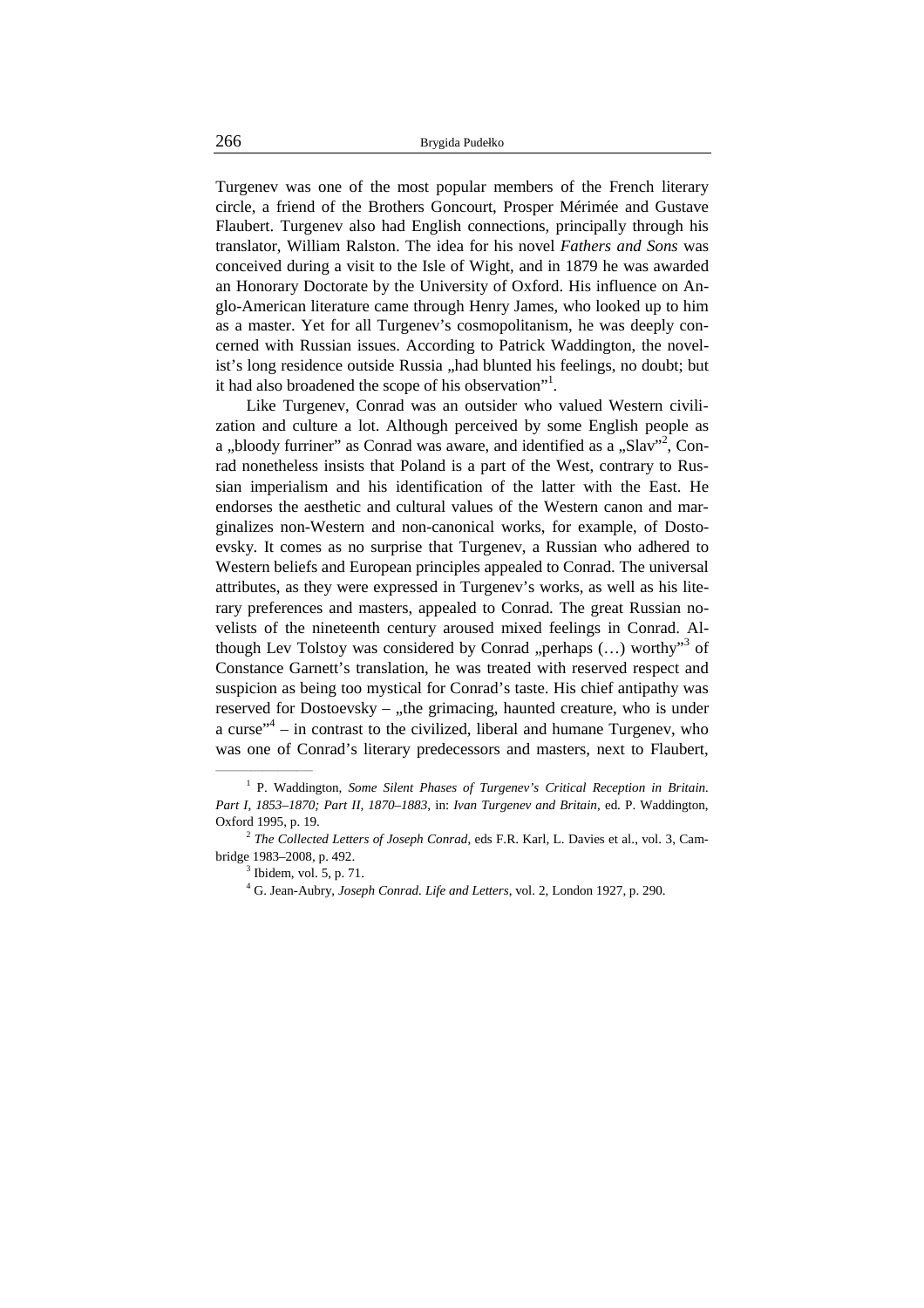Turgenev was one of the most popular members of the French literary circle, a friend of the Brothers Goncourt, Prosper Mérimée and Gustave Flaubert. Turgenev also had English connections, principally through his translator, William Ralston. The idea for his novel *Fathers and Sons* was conceived during a visit to the Isle of Wight, and in 1879 he was awarded an Honorary Doctorate by the University of Oxford. His influence on Anglo-American literature came through Henry James, who looked up to him as a master. Yet for all Turgenev's cosmopolitanism, he was deeply concerned with Russian issues. According to Patrick Waddington, the novelist's long residence outside Russia „had blunted his feelings, no doubt; but it had also broadened the scope of his observation"[1].

Like Turgenev, Conrad was an outsider who valued Western civilization and culture a lot. Although perceived by some English people as a „bloody furriner" as Conrad was aware, and identified as a „Slav"[2], Conrad nonetheless insists that Poland is a part of the West, contrary to Russian imperialism and his identification of the latter with the East. He endorses the aesthetic and cultural values of the Western canon and marginalizes non-Western and non-canonical works, for example, of Dostoevsky. It comes as no surprise that Turgenev, a Russian who adhered to Western beliefs and European principles appealed to Conrad. The universal attributes, as they were expressed in Turgenev's works, as well as his literary preferences and masters, appealed to Conrad. The great Russian novelists of the nineteenth century aroused mixed feelings in Conrad. Although Lev Tolstoy was considered by Conrad „perhaps (…) worthy"[3] of Constance Garnett's translation, he was treated with reserved respect and suspicion as being too mystical for Conrad's taste. His chief antipathy was reserved for Dostoevsky – „the grimacing, haunted creature, who is under a curse"[4] – in contrast to the civilized, liberal and humane Turgenev, who was one of Conrad's literary predecessors and masters, next to Flaubert,

---

[1] P. Waddington, *Some Silent Phases of Turgenev's Critical Reception in Britain. Part I, 1853–1870; Part II, 1870–1883*, in: *Ivan Turgenev and Britain*, ed. P. Waddington, Oxford 1995, p. 19.

[2] *The Collected Letters of Joseph Conrad*, eds F.R. Karl, L. Davies et al., vol. 3, Cambridge 1983–2008, p. 492.

[3] Ibidem, vol. 5, p. 71.

[4] G. Jean-Aubry, *Joseph Conrad. Life and Letters*, vol. 2, London 1927, p. 290.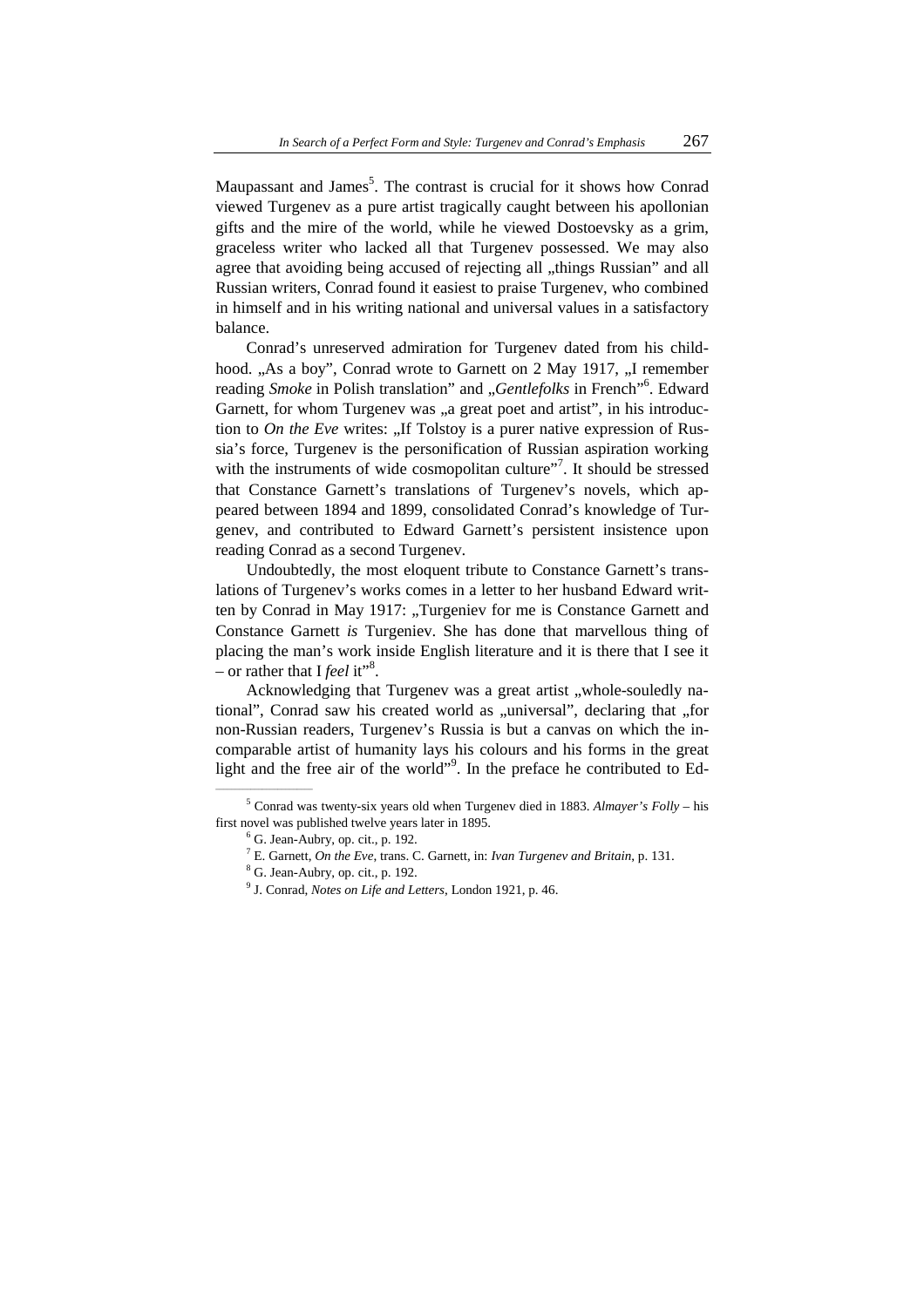Maupassant and James[5]. The contrast is crucial for it shows how Conrad viewed Turgenev as a pure artist tragically caught between his apollonian gifts and the mire of the world, while he viewed Dostoevsky as a grim, graceless writer who lacked all that Turgenev possessed. We may also agree that avoiding being accused of rejecting all „things Russian" and all Russian writers, Conrad found it easiest to praise Turgenev, who combined in himself and in his writing national and universal values in a satisfactory balance.

Conrad's unreserved admiration for Turgenev dated from his childhood. „As a boy", Conrad wrote to Garnett on 2 May 1917, „I remember reading *Smoke* in Polish translation" and „*Gentlefolks* in French"[6]. Edward Garnett, for whom Turgenev was „a great poet and artist", in his introduction to *On the Eve* writes: „If Tolstoy is a purer native expression of Russia's force, Turgenev is the personification of Russian aspiration working with the instruments of wide cosmopolitan culture"[7]. It should be stressed that Constance Garnett's translations of Turgenev's novels, which appeared between 1894 and 1899, consolidated Conrad's knowledge of Turgenev, and contributed to Edward Garnett's persistent insistence upon reading Conrad as a second Turgenev.

Undoubtedly, the most eloquent tribute to Constance Garnett's translations of Turgenev's works comes in a letter to her husband Edward written by Conrad in May 1917: „Turgeniev for me is Constance Garnett and Constance Garnett *is* Turgeniev. She has done that marvellous thing of placing the man's work inside English literature and it is there that I see it – or rather that I *feel* it"[8].

Acknowledging that Turgenev was a great artist „whole-souledly national", Conrad saw his created world as „universal", declaring that „for non-Russian readers, Turgenev's Russia is but a canvas on which the incomparable artist of humanity lays his colours and his forms in the great light and the free air of the world"[9]. In the preface he contributed to Ed-

---

[5] Conrad was twenty-six years old when Turgenev died in 1883. *Almayer's Folly* – his first novel was published twelve years later in 1895.

[6] G. Jean-Aubry, op. cit., p. 192.

[7] E. Garnett, *On the Eve*, trans. C. Garnett, in: *Ivan Turgenev and Britain*, p. 131.

[8] G. Jean-Aubry, op. cit., p. 192.

[9] J. Conrad, *Notes on Life and Letters*, London 1921, p. 46.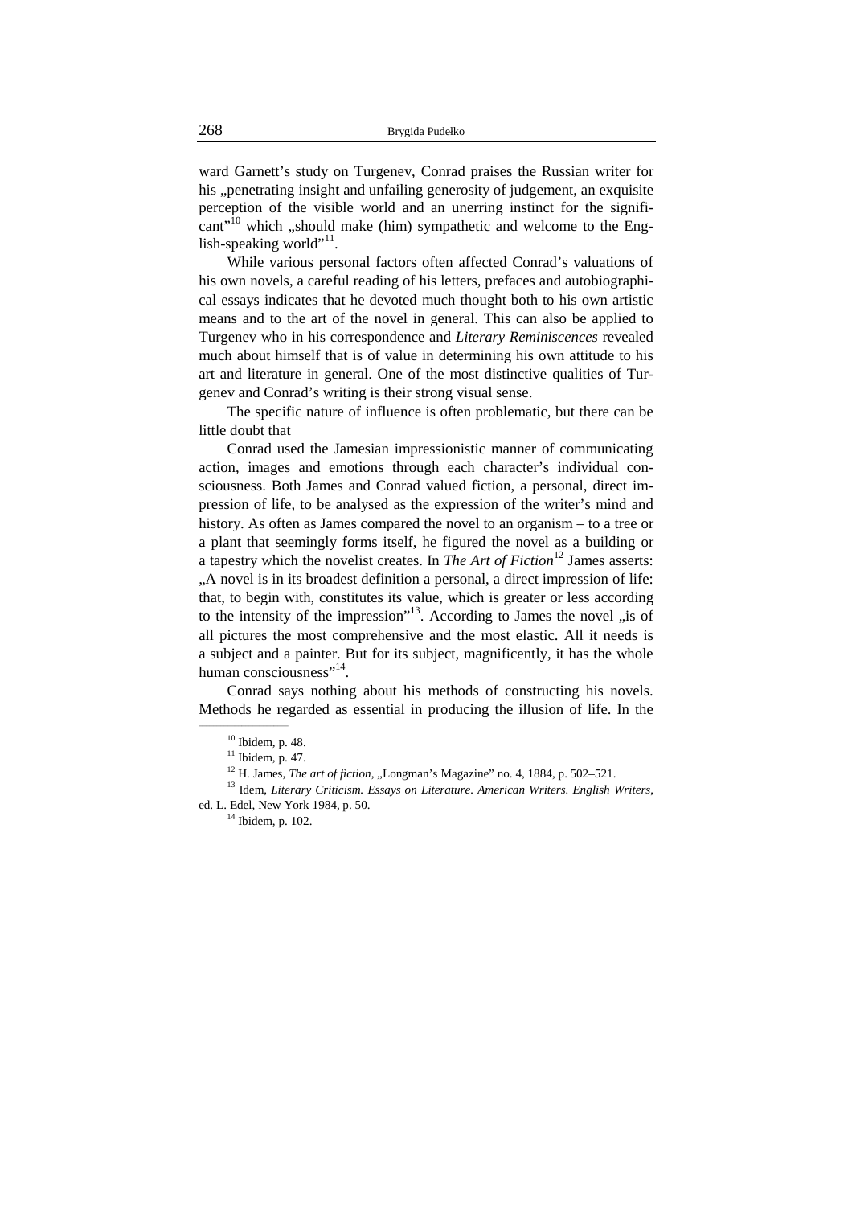ward Garnett's study on Turgenev, Conrad praises the Russian writer for his „penetrating insight and unfailing generosity of judgement, an exquisite perception of the visible world and an unerring instinct for the significant"[10] which „should make (him) sympathetic and welcome to the English-speaking world"[11].

While various personal factors often affected Conrad's valuations of his own novels, a careful reading of his letters, prefaces and autobiographical essays indicates that he devoted much thought both to his own artistic means and to the art of the novel in general. This can also be applied to Turgenev who in his correspondence and *Literary Reminiscences* revealed much about himself that is of value in determining his own attitude to his art and literature in general. One of the most distinctive qualities of Turgenev and Conrad's writing is their strong visual sense.

The specific nature of influence is often problematic, but there can be little doubt that

Conrad used the Jamesian impressionistic manner of communicating action, images and emotions through each character's individual consciousness. Both James and Conrad valued fiction, a personal, direct impression of life, to be analysed as the expression of the writer's mind and history. As often as James compared the novel to an organism – to a tree or a plant that seemingly forms itself, he figured the novel as a building or a tapestry which the novelist creates. In *The Art of Fiction*[12] James asserts: „A novel is in its broadest definition a personal, a direct impression of life: that, to begin with, constitutes its value, which is greater or less according to the intensity of the impression"[13]. According to James the novel „is of all pictures the most comprehensive and the most elastic. All it needs is a subject and a painter. But for its subject, magnificently, it has the whole human consciousness"[14].

Conrad says nothing about his methods of constructing his novels. Methods he regarded as essential in producing the illusion of life. In the

---

[10] Ibidem, p. 48.

[11] Ibidem, p. 47.

[12] H. James, *The art of fiction*, „Longman's Magazine" no. 4, 1884, p. 502–521.

[13] Idem, *Literary Criticism. Essays on Literature. American Writers. English Writers*, ed. L. Edel, New York 1984, p. 50.

[14] Ibidem, p. 102.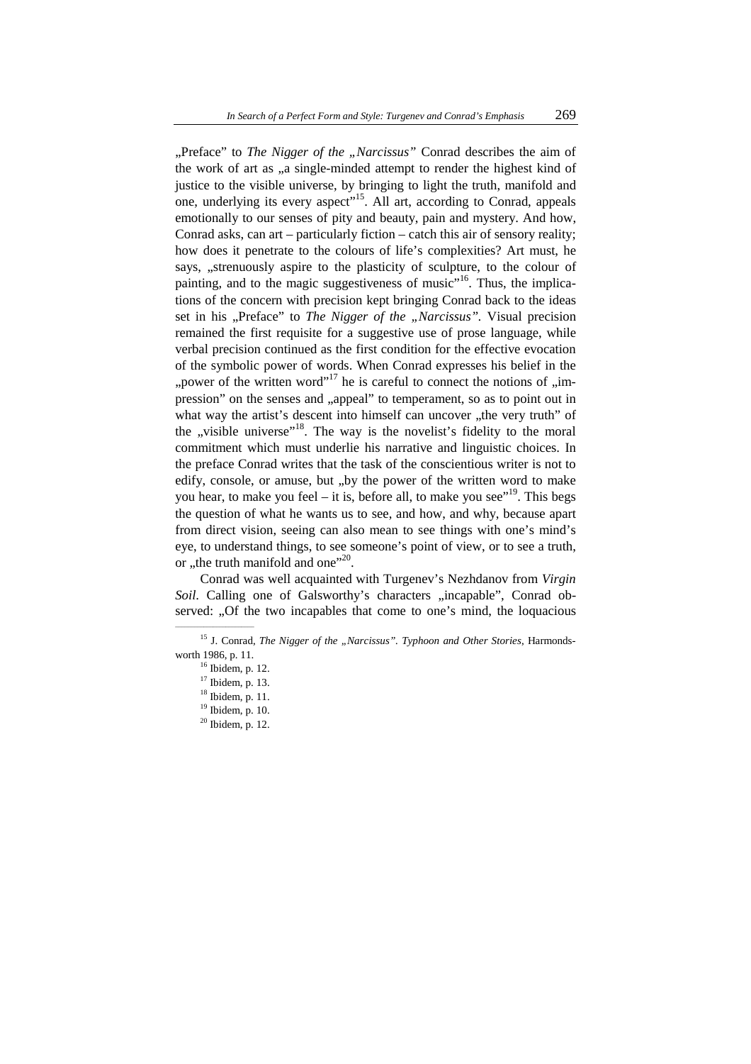„Preface" to *The Nigger of the „Narcissus"* Conrad describes the aim of the work of art as „a single-minded attempt to render the highest kind of justice to the visible universe, by bringing to light the truth, manifold and one, underlying its every aspect"[15]. All art, according to Conrad, appeals emotionally to our senses of pity and beauty, pain and mystery. And how, Conrad asks, can art – particularly fiction – catch this air of sensory reality; how does it penetrate to the colours of life's complexities? Art must, he says, „strenuously aspire to the plasticity of sculpture, to the colour of painting, and to the magic suggestiveness of music"[16]. Thus, the implications of the concern with precision kept bringing Conrad back to the ideas set in his „Preface" to *The Nigger of the „Narcissus"*. Visual precision remained the first requisite for a suggestive use of prose language, while verbal precision continued as the first condition for the effective evocation of the symbolic power of words. When Conrad expresses his belief in the „power of the written word"[17] he is careful to connect the notions of „impression" on the senses and „appeal" to temperament, so as to point out in what way the artist's descent into himself can uncover „the very truth" of the „visible universe"[18]. The way is the novelist's fidelity to the moral commitment which must underlie his narrative and linguistic choices. In the preface Conrad writes that the task of the conscientious writer is not to edify, console, or amuse, but „by the power of the written word to make you hear, to make you feel – it is, before all, to make you see"[19]. This begs the question of what he wants us to see, and how, and why, because apart from direct vision, seeing can also mean to see things with one's mind's eye, to understand things, to see someone's point of view, or to see a truth, or „the truth manifold and one"[20].

Conrad was well acquainted with Turgenev's Nezhdanov from *Virgin Soil*. Calling one of Galsworthy's characters „incapable", Conrad observed: „Of the two incapables that come to one's mind, the loquacious

---

[15] J. Conrad, *The Nigger of the „Narcissus". Typhoon and Other Stories*, Harmondsworth 1986, p. 11.

[16] Ibidem, p. 12.

[17] Ibidem, p. 13.

[18] Ibidem, p. 11.

[19] Ibidem, p. 10.

[20] Ibidem, p. 12.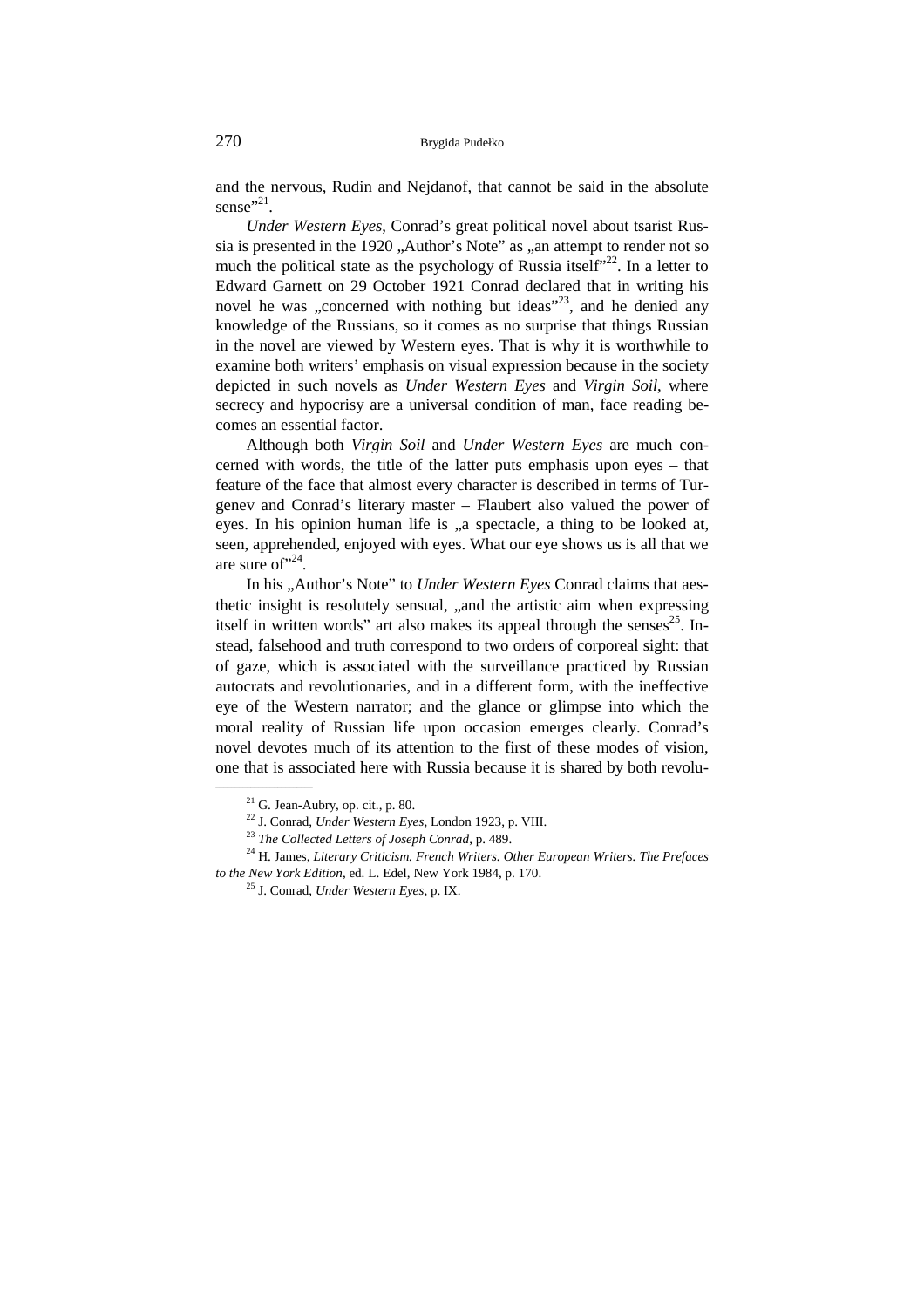and the nervous, Rudin and Nejdanof, that cannot be said in the absolute sense"[21].

*Under Western Eyes*, Conrad's great political novel about tsarist Russia is presented in the 1920 „Author's Note" as „an attempt to render not so much the political state as the psychology of Russia itself"[22]. In a letter to Edward Garnett on 29 October 1921 Conrad declared that in writing his novel he was „concerned with nothing but ideas"[23], and he denied any knowledge of the Russians, so it comes as no surprise that things Russian in the novel are viewed by Western eyes. That is why it is worthwhile to examine both writers' emphasis on visual expression because in the society depicted in such novels as *Under Western Eyes* and *Virgin Soil*, where secrecy and hypocrisy are a universal condition of man, face reading becomes an essential factor.

Although both *Virgin Soil* and *Under Western Eyes* are much concerned with words, the title of the latter puts emphasis upon eyes – that feature of the face that almost every character is described in terms of Turgenev and Conrad's literary master – Flaubert also valued the power of eyes. In his opinion human life is „a spectacle, a thing to be looked at, seen, apprehended, enjoyed with eyes. What our eye shows us is all that we are sure of"[24].

In his „Author's Note" to *Under Western Eyes* Conrad claims that aesthetic insight is resolutely sensual, „and the artistic aim when expressing itself in written words" art also makes its appeal through the senses[25]. Instead, falsehood and truth correspond to two orders of corporeal sight: that of gaze, which is associated with the surveillance practiced by Russian autocrats and revolutionaries, and in a different form, with the ineffective eye of the Western narrator; and the glance or glimpse into which the moral reality of Russian life upon occasion emerges clearly. Conrad's novel devotes much of its attention to the first of these modes of vision, one that is associated here with Russia because it is shared by both revolu-

---

[21] G. Jean-Aubry, op. cit., p. 80.

[22] J. Conrad, *Under Western Eyes*, London 1923, p. VIII.

[23] *The Collected Letters of Joseph Conrad*, p. 489.

[24] H. James, *Literary Criticism. French Writers. Other European Writers. The Prefaces to the New York Edition*, ed. L. Edel, New York 1984, p. 170.

[25] J. Conrad, *Under Western Eyes*, p. IX.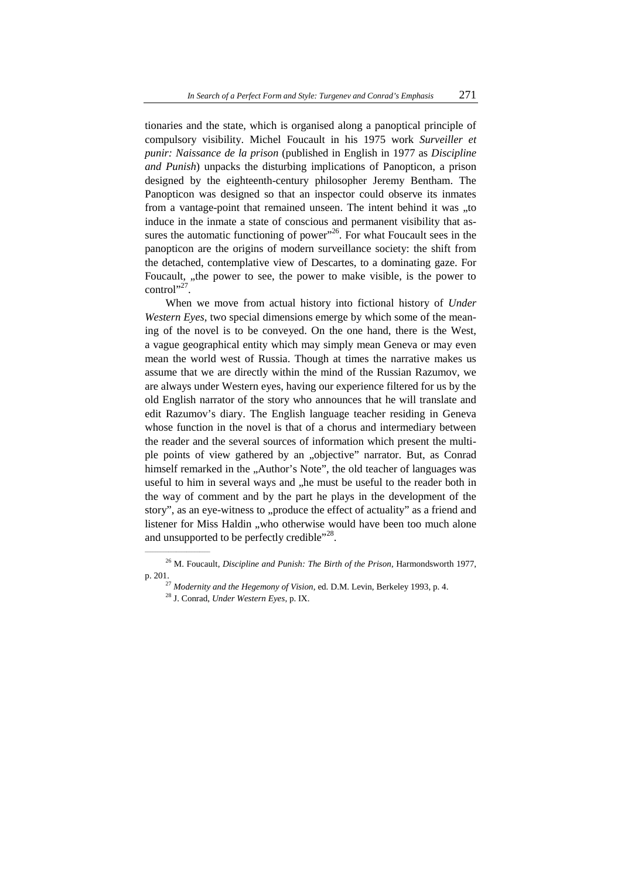tionaries and the state, which is organised along a panoptical principle of compulsory visibility. Michel Foucault in his 1975 work *Surveiller et punir: Naissance de la prison* (published in English in 1977 as *Discipline and Punish*) unpacks the disturbing implications of Panopticon, a prison designed by the eighteenth-century philosopher Jeremy Bentham. The Panopticon was designed so that an inspector could observe its inmates from a vantage-point that remained unseen. The intent behind it was „to induce in the inmate a state of conscious and permanent visibility that assures the automatic functioning of power"[26]. For what Foucault sees in the panopticon are the origins of modern surveillance society: the shift from the detached, contemplative view of Descartes, to a dominating gaze. For Foucault, „the power to see, the power to make visible, is the power to control"[27].

When we move from actual history into fictional history of *Under Western Eyes*, two special dimensions emerge by which some of the meaning of the novel is to be conveyed. On the one hand, there is the West, a vague geographical entity which may simply mean Geneva or may even mean the world west of Russia. Though at times the narrative makes us assume that we are directly within the mind of the Russian Razumov, we are always under Western eyes, having our experience filtered for us by the old English narrator of the story who announces that he will translate and edit Razumov's diary. The English language teacher residing in Geneva whose function in the novel is that of a chorus and intermediary between the reader and the several sources of information which present the multiple points of view gathered by an „objective" narrator. But, as Conrad himself remarked in the „Author's Note", the old teacher of languages was useful to him in several ways and „he must be useful to the reader both in the way of comment and by the part he plays in the development of the story", as an eye-witness to „produce the effect of actuality" as a friend and listener for Miss Haldin „who otherwise would have been too much alone and unsupported to be perfectly credible"[28].

---

[26] M. Foucault, *Discipline and Punish: The Birth of the Prison*, Harmondsworth 1977, p. 201.

[27] *Modernity and the Hegemony of Vision*, ed. D.M. Levin, Berkeley 1993, p. 4.

[28] J. Conrad, *Under Western Eyes*, p. IX.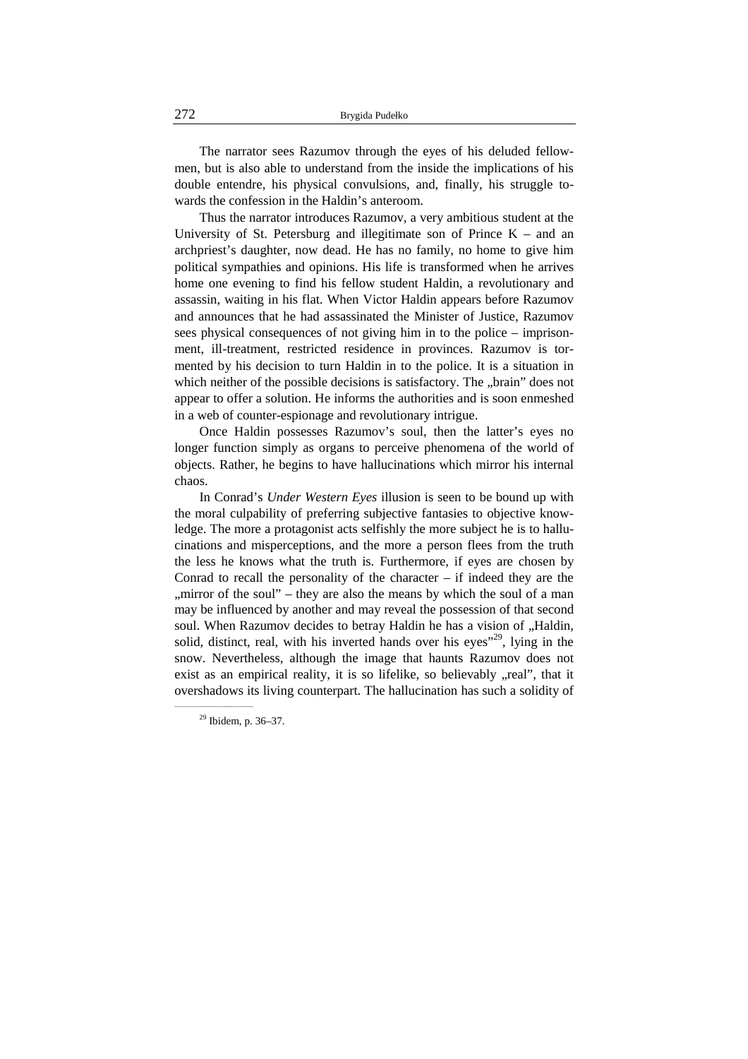The narrator sees Razumov through the eyes of his deluded fellowmen, but is also able to understand from the inside the implications of his double entendre, his physical convulsions, and, finally, his struggle towards the confession in the Haldin's anteroom.

Thus the narrator introduces Razumov, a very ambitious student at the University of St. Petersburg and illegitimate son of Prince K – and an archpriest's daughter, now dead. He has no family, no home to give him political sympathies and opinions. His life is transformed when he arrives home one evening to find his fellow student Haldin, a revolutionary and assassin, waiting in his flat. When Victor Haldin appears before Razumov and announces that he had assassinated the Minister of Justice, Razumov sees physical consequences of not giving him in to the police – imprisonment, ill-treatment, restricted residence in provinces. Razumov is tormented by his decision to turn Haldin in to the police. It is a situation in which neither of the possible decisions is satisfactory. The „brain" does not appear to offer a solution. He informs the authorities and is soon enmeshed in a web of counter-espionage and revolutionary intrigue.

Once Haldin possesses Razumov's soul, then the latter's eyes no longer function simply as organs to perceive phenomena of the world of objects. Rather, he begins to have hallucinations which mirror his internal chaos.

In Conrad's *Under Western Eyes* illusion is seen to be bound up with the moral culpability of preferring subjective fantasies to objective knowledge. The more a protagonist acts selfishly the more subject he is to hallucinations and misperceptions, and the more a person flees from the truth the less he knows what the truth is. Furthermore, if eyes are chosen by Conrad to recall the personality of the character – if indeed they are the „mirror of the soul" – they are also the means by which the soul of a man may be influenced by another and may reveal the possession of that second soul. When Razumov decides to betray Haldin he has a vision of „Haldin, solid, distinct, real, with his inverted hands over his eyes"[29], lying in the snow. Nevertheless, although the image that haunts Razumov does not exist as an empirical reality, it is so lifelike, so believably „real", that it overshadows its living counterpart. The hallucination has such a solidity of

[29] Ibidem, p. 36–37.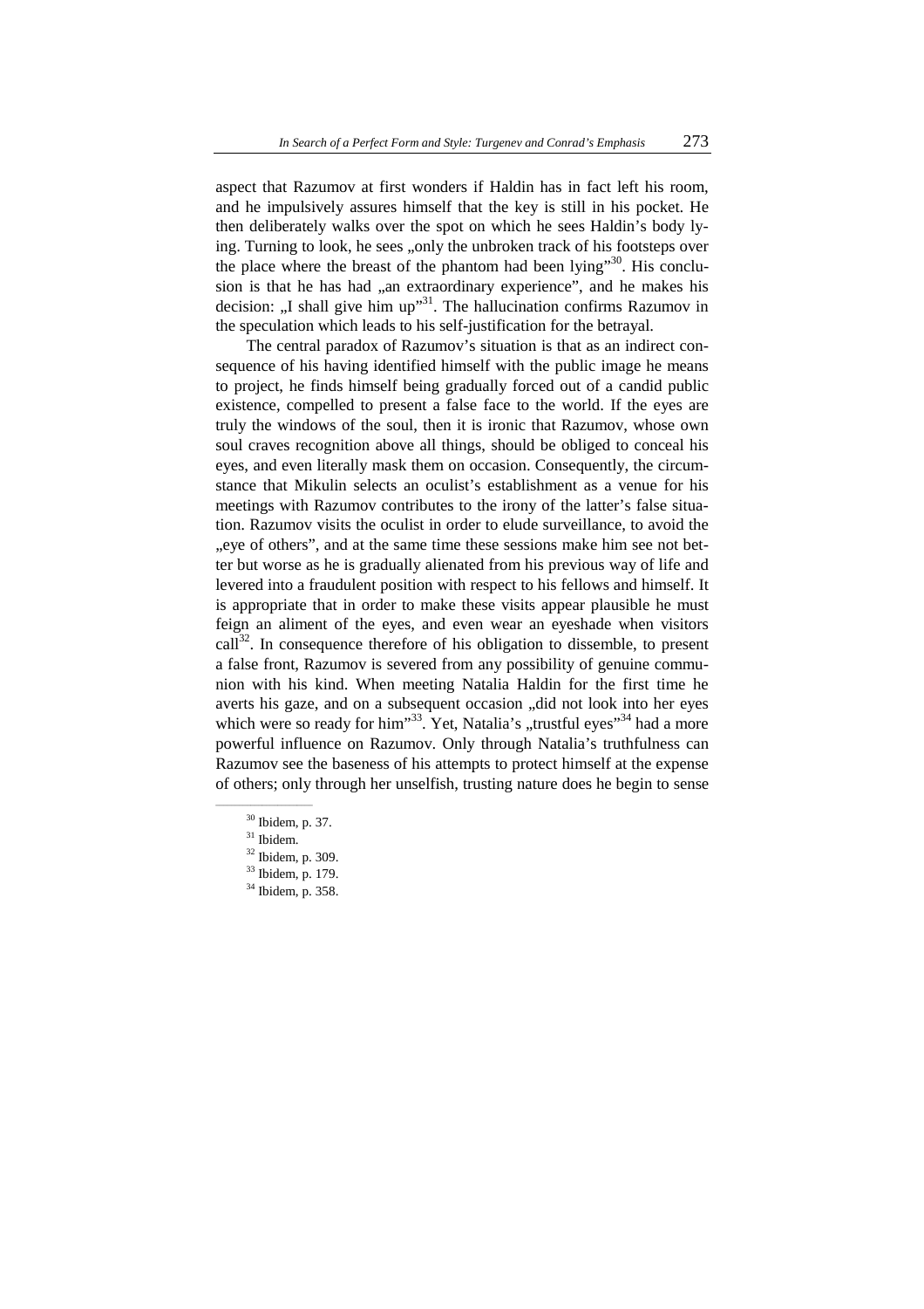aspect that Razumov at first wonders if Haldin has in fact left his room, and he impulsively assures himself that the key is still in his pocket. He then deliberately walks over the spot on which he sees Haldin's body lying. Turning to look, he sees „only the unbroken track of his footsteps over the place where the breast of the phantom had been lying"[30]. His conclusion is that he has had „an extraordinary experience", and he makes his decision: „I shall give him up"[31]. The hallucination confirms Razumov in the speculation which leads to his self-justification for the betrayal.

The central paradox of Razumov's situation is that as an indirect consequence of his having identified himself with the public image he means to project, he finds himself being gradually forced out of a candid public existence, compelled to present a false face to the world. If the eyes are truly the windows of the soul, then it is ironic that Razumov, whose own soul craves recognition above all things, should be obliged to conceal his eyes, and even literally mask them on occasion. Consequently, the circumstance that Mikulin selects an oculist's establishment as a venue for his meetings with Razumov contributes to the irony of the latter's false situation. Razumov visits the oculist in order to elude surveillance, to avoid the „eye of others", and at the same time these sessions make him see not better but worse as he is gradually alienated from his previous way of life and levered into a fraudulent position with respect to his fellows and himself. It is appropriate that in order to make these visits appear plausible he must feign an aliment of the eyes, and even wear an eyeshade when visitors call[32]. In consequence therefore of his obligation to dissemble, to present a false front, Razumov is severed from any possibility of genuine communion with his kind. When meeting Natalia Haldin for the first time he averts his gaze, and on a subsequent occasion „did not look into her eyes which were so ready for him"[33]. Yet, Natalia's „trustful eyes"[34] had a more powerful influence on Razumov. Only through Natalia's truthfulness can Razumov see the baseness of his attempts to protect himself at the expense of others; only through her unselfish, trusting nature does he begin to sense

[30] Ibidem, p. 37.
[31] Ibidem.
[32] Ibidem, p. 309.
[33] Ibidem, p. 179.
[34] Ibidem, p. 358.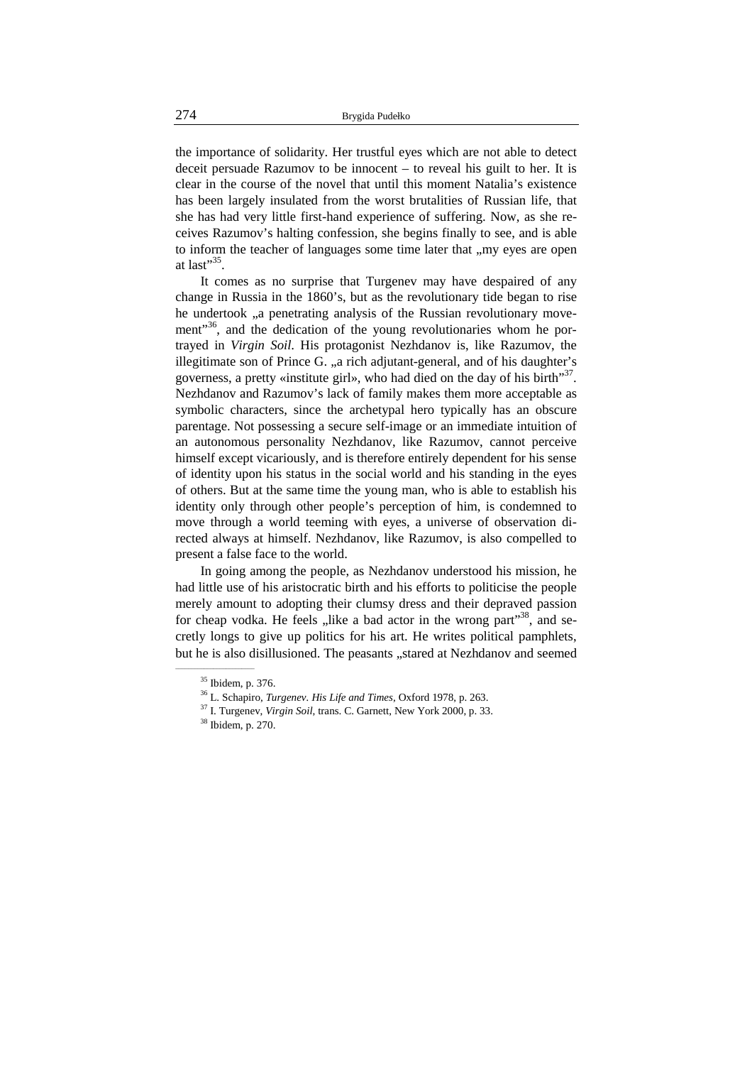the importance of solidarity. Her trustful eyes which are not able to detect deceit persuade Razumov to be innocent – to reveal his guilt to her. It is clear in the course of the novel that until this moment Natalia's existence has been largely insulated from the worst brutalities of Russian life, that she has had very little first-hand experience of suffering. Now, as she receives Razumov's halting confession, she begins finally to see, and is able to inform the teacher of languages some time later that „my eyes are open at last"[35].

It comes as no surprise that Turgenev may have despaired of any change in Russia in the 1860's, but as the revolutionary tide began to rise he undertook „a penetrating analysis of the Russian revolutionary movement"[36], and the dedication of the young revolutionaries whom he portrayed in *Virgin Soil*. His protagonist Nezhdanov is, like Razumov, the illegitimate son of Prince G. „a rich adjutant-general, and of his daughter's governess, a pretty «institute girl», who had died on the day of his birth"[37]. Nezhdanov and Razumov's lack of family makes them more acceptable as symbolic characters, since the archetypal hero typically has an obscure parentage. Not possessing a secure self-image or an immediate intuition of an autonomous personality Nezhdanov, like Razumov, cannot perceive himself except vicariously, and is therefore entirely dependent for his sense of identity upon his status in the social world and his standing in the eyes of others. But at the same time the young man, who is able to establish his identity only through other people's perception of him, is condemned to move through a world teeming with eyes, a universe of observation directed always at himself. Nezhdanov, like Razumov, is also compelled to present a false face to the world.

In going among the people, as Nezhdanov understood his mission, he had little use of his aristocratic birth and his efforts to politicise the people merely amount to adopting their clumsy dress and their depraved passion for cheap vodka. He feels „like a bad actor in the wrong part"[38], and secretly longs to give up politics for his art. He writes political pamphlets, but he is also disillusioned. The peasants „stared at Nezhdanov and seemed

---

[35] Ibidem, p. 376.

[36] L. Schapiro, *Turgenev. His Life and Times*, Oxford 1978, p. 263.

[37] I. Turgenev, *Virgin Soil*, trans. C. Garnett, New York 2000, p. 33.

[38] Ibidem, p. 270.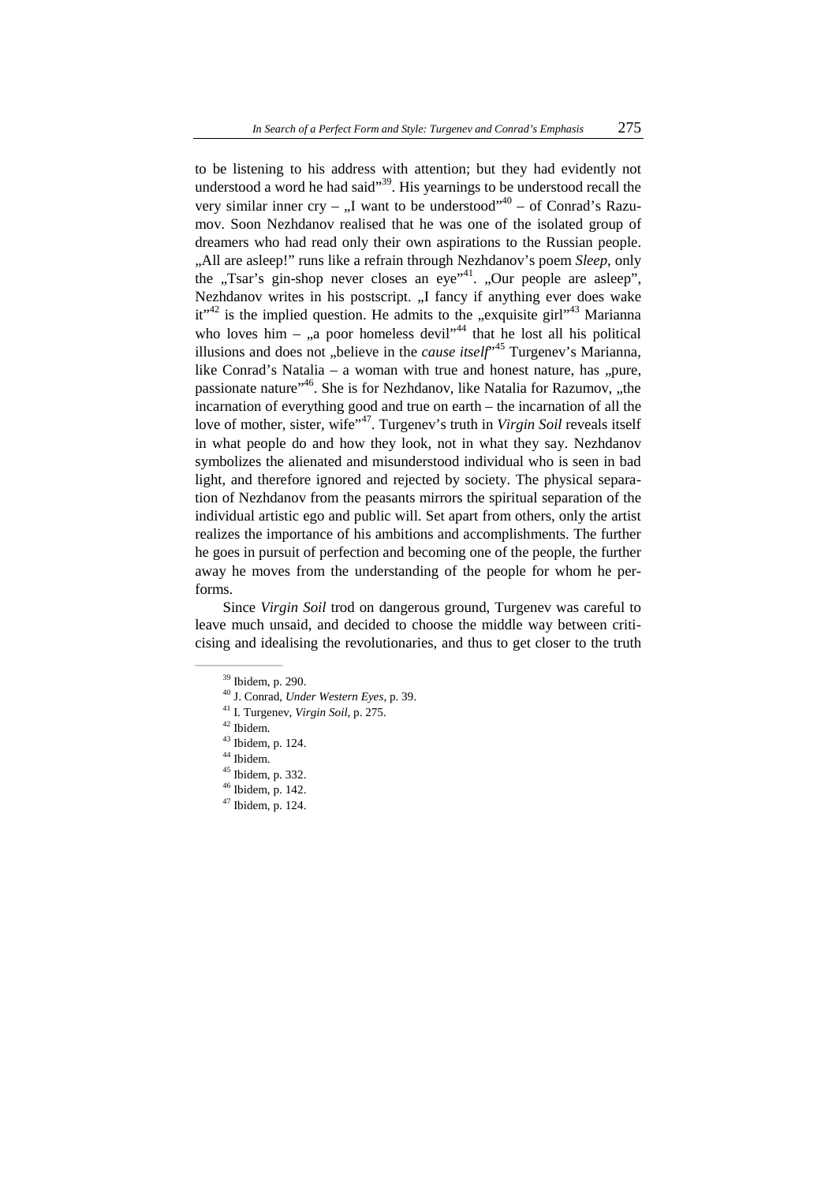to be listening to his address with attention; but they had evidently not understood a word he had said"[39]. His yearnings to be understood recall the very similar inner cry – „I want to be understood"[40] – of Conrad's Razumov. Soon Nezhdanov realised that he was one of the isolated group of dreamers who had read only their own aspirations to the Russian people. „All are asleep!" runs like a refrain through Nezhdanov's poem *Sleep*, only the „Tsar's gin-shop never closes an eye"[41]. „Our people are asleep", Nezhdanov writes in his postscript. „I fancy if anything ever does wake it"[42] is the implied question. He admits to the „exquisite girl"[43] Marianna who loves him – „a poor homeless devil"[44] that he lost all his political illusions and does not „believe in the *cause itself*"[45] Turgenev's Marianna, like Conrad's Natalia – a woman with true and honest nature, has „pure, passionate nature"[46]. She is for Nezhdanov, like Natalia for Razumov, „the incarnation of everything good and true on earth – the incarnation of all the love of mother, sister, wife"[47]. Turgenev's truth in *Virgin Soil* reveals itself in what people do and how they look, not in what they say. Nezhdanov symbolizes the alienated and misunderstood individual who is seen in bad light, and therefore ignored and rejected by society. The physical separation of Nezhdanov from the peasants mirrors the spiritual separation of the individual artistic ego and public will. Set apart from others, only the artist realizes the importance of his ambitions and accomplishments. The further he goes in pursuit of perfection and becoming one of the people, the further away he moves from the understanding of the people for whom he performs.

Since *Virgin Soil* trod on dangerous ground, Turgenev was careful to leave much unsaid, and decided to choose the middle way between criticising and idealising the revolutionaries, and thus to get closer to the truth

---

[39] Ibidem, p. 290.

[40] J. Conrad, *Under Western Eyes*, p. 39.

[41] I. Turgenev, *Virgin Soil*, p. 275.

[42] Ibidem.

[43] Ibidem, p. 124.

[44] Ibidem.

[45] Ibidem, p. 332.

[46] Ibidem, p. 142.

[47] Ibidem, p. 124.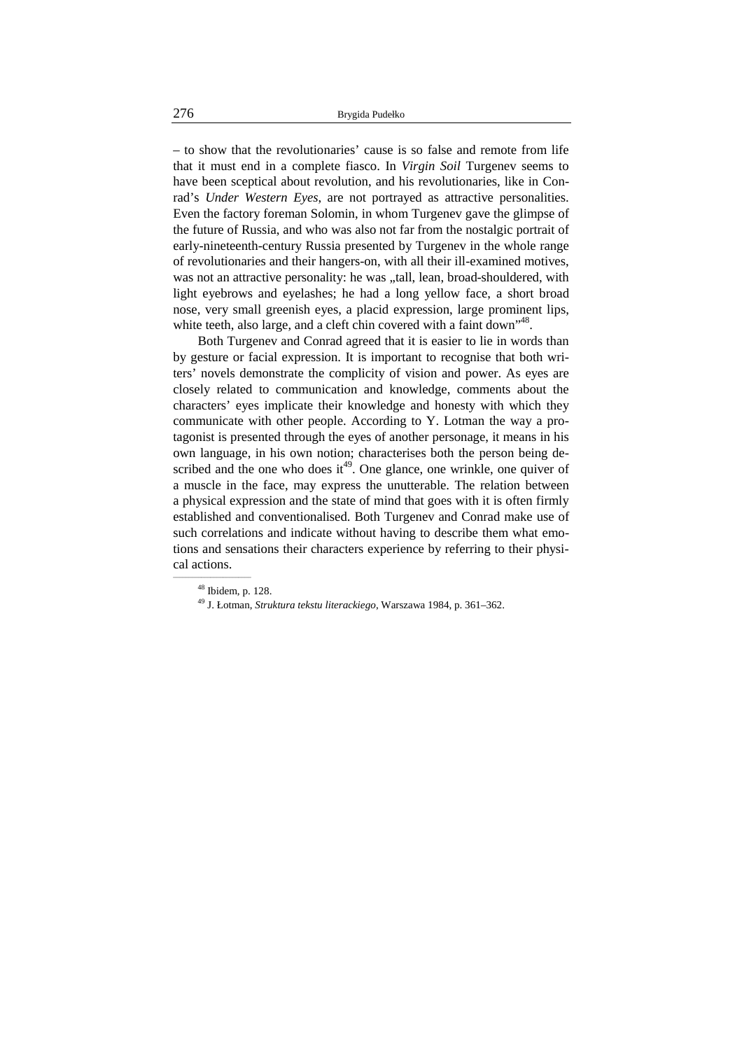– to show that the revolutionaries' cause is so false and remote from life that it must end in a complete fiasco. In *Virgin Soil* Turgenev seems to have been sceptical about revolution, and his revolutionaries, like in Conrad's *Under Western Eyes,* are not portrayed as attractive personalities. Even the factory foreman Solomin, in whom Turgenev gave the glimpse of the future of Russia, and who was also not far from the nostalgic portrait of early-nineteenth-century Russia presented by Turgenev in the whole range of revolutionaries and their hangers-on, with all their ill-examined motives, was not an attractive personality: he was „tall, lean, broad-shouldered, with light eyebrows and eyelashes; he had a long yellow face, a short broad nose, very small greenish eyes, a placid expression, large prominent lips, white teeth, also large, and a cleft chin covered with a faint down"[48].

Both Turgenev and Conrad agreed that it is easier to lie in words than by gesture or facial expression. It is important to recognise that both writers' novels demonstrate the complicity of vision and power. As eyes are closely related to communication and knowledge, comments about the characters' eyes implicate their knowledge and honesty with which they communicate with other people. According to Y. Lotman the way a protagonist is presented through the eyes of another personage, it means in his own language, in his own notion; characterises both the person being described and the one who does it[49]. One glance, one wrinkle, one quiver of a muscle in the face, may express the unutterable. The relation between a physical expression and the state of mind that goes with it is often firmly established and conventionalised. Both Turgenev and Conrad make use of such correlations and indicate without having to describe them what emotions and sensations their characters experience by referring to their physical actions.

[48] Ibidem, p. 128.

[49] J. Łotman, *Struktura tekstu literackiego*, Warszawa 1984, p. 361–362.